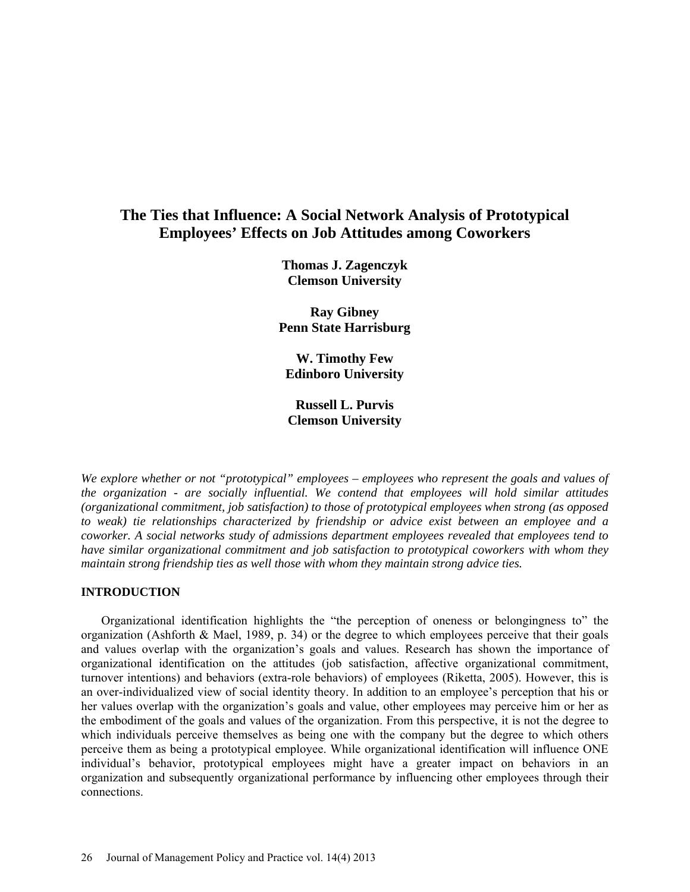# The Ties that Influence: A Social Network Analysis of Prototypical Employees' Effects on Job Attitudes among Coworkers

**Thomas J. Zagenczyk**
**Clemson University**

**Ray Gibney**
**Penn State Harrisburg**

**W. Timothy Few**
**Edinboro University**

**Russell L. Purvis**
**Clemson University**

*We explore whether or not "prototypical" employees – employees who represent the goals and values of the organization - are socially influential. We contend that employees will hold similar attitudes (organizational commitment, job satisfaction) to those of prototypical employees when strong (as opposed to weak) tie relationships characterized by friendship or advice exist between an employee and a coworker. A social networks study of admissions department employees revealed that employees tend to have similar organizational commitment and job satisfaction to prototypical coworkers with whom they maintain strong friendship ties as well those with whom they maintain strong advice ties.*

## INTRODUCTION

Organizational identification highlights the "the perception of oneness or belongingness to" the organization (Ashforth & Mael, 1989, p. 34) or the degree to which employees perceive that their goals and values overlap with the organization's goals and values. Research has shown the importance of organizational identification on the attitudes (job satisfaction, affective organizational commitment, turnover intentions) and behaviors (extra-role behaviors) of employees (Riketta, 2005). However, this is an over-individualized view of social identity theory. In addition to an employee's perception that his or her values overlap with the organization's goals and value, other employees may perceive him or her as the embodiment of the goals and values of the organization. From this perspective, it is not the degree to which individuals perceive themselves as being one with the company but the degree to which others perceive them as being a prototypical employee. While organizational identification will influence ONE individual's behavior, prototypical employees might have a greater impact on behaviors in an organization and subsequently organizational performance by influencing other employees through their connections.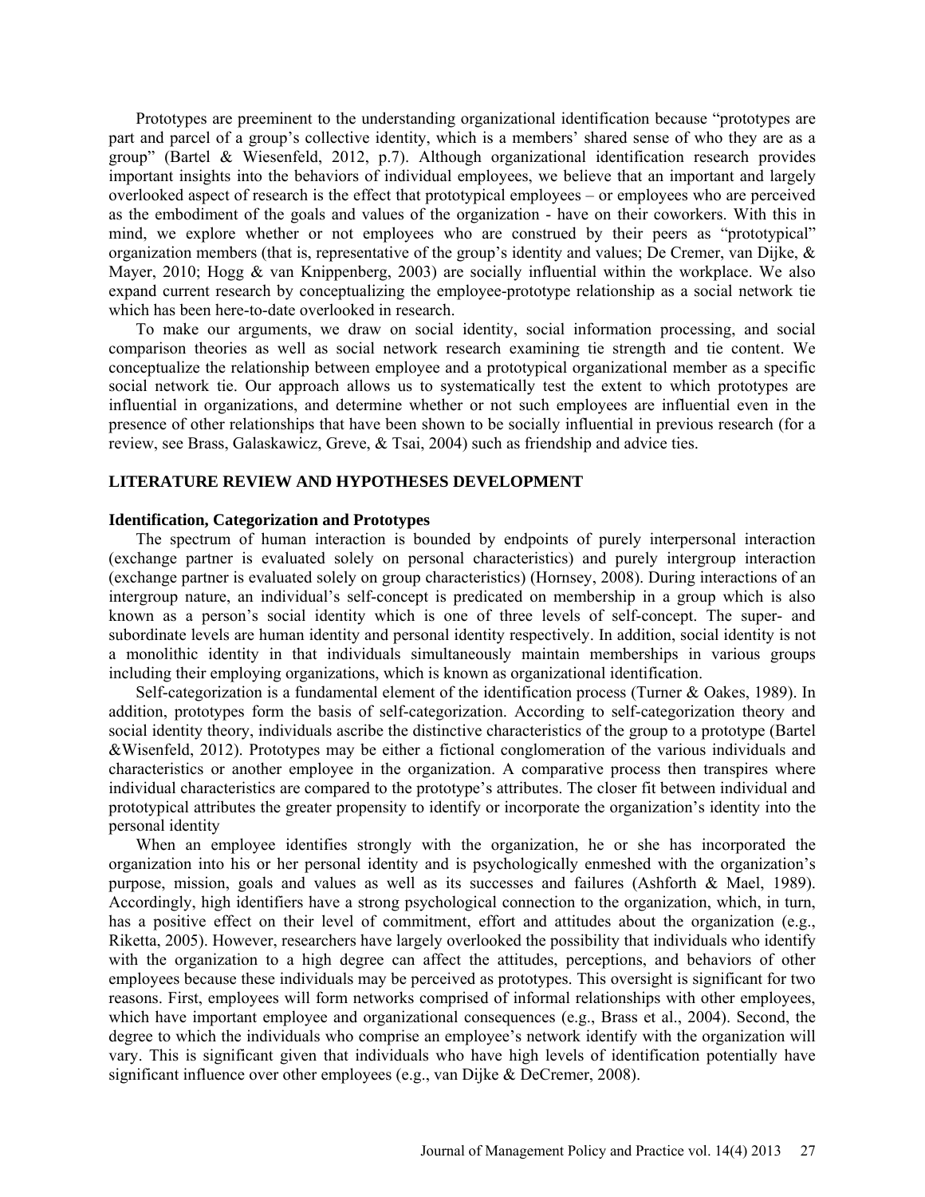Prototypes are preeminent to the understanding organizational identification because "prototypes are part and parcel of a group's collective identity, which is a members' shared sense of who they are as a group" (Bartel & Wiesenfeld, 2012, p.7). Although organizational identification research provides important insights into the behaviors of individual employees, we believe that an important and largely overlooked aspect of research is the effect that prototypical employees – or employees who are perceived as the embodiment of the goals and values of the organization - have on their coworkers. With this in mind, we explore whether or not employees who are construed by their peers as "prototypical" organization members (that is, representative of the group's identity and values; De Cremer, van Dijke, & Mayer, 2010; Hogg & van Knippenberg, 2003) are socially influential within the workplace. We also expand current research by conceptualizing the employee-prototype relationship as a social network tie which has been here-to-date overlooked in research.

To make our arguments, we draw on social identity, social information processing, and social comparison theories as well as social network research examining tie strength and tie content. We conceptualize the relationship between employee and a prototypical organizational member as a specific social network tie. Our approach allows us to systematically test the extent to which prototypes are influential in organizations, and determine whether or not such employees are influential even in the presence of other relationships that have been shown to be socially influential in previous research (for a review, see Brass, Galaskawicz, Greve, & Tsai, 2004) such as friendship and advice ties.

## LITERATURE REVIEW AND HYPOTHESES DEVELOPMENT

### Identification, Categorization and Prototypes

The spectrum of human interaction is bounded by endpoints of purely interpersonal interaction (exchange partner is evaluated solely on personal characteristics) and purely intergroup interaction (exchange partner is evaluated solely on group characteristics) (Hornsey, 2008). During interactions of an intergroup nature, an individual's self-concept is predicated on membership in a group which is also known as a person's social identity which is one of three levels of self-concept. The super- and subordinate levels are human identity and personal identity respectively. In addition, social identity is not a monolithic identity in that individuals simultaneously maintain memberships in various groups including their employing organizations, which is known as organizational identification.

Self-categorization is a fundamental element of the identification process (Turner & Oakes, 1989). In addition, prototypes form the basis of self-categorization. According to self-categorization theory and social identity theory, individuals ascribe the distinctive characteristics of the group to a prototype (Bartel &Wisenfeld, 2012). Prototypes may be either a fictional conglomeration of the various individuals and characteristics or another employee in the organization. A comparative process then transpires where individual characteristics are compared to the prototype's attributes. The closer fit between individual and prototypical attributes the greater propensity to identify or incorporate the organization's identity into the personal identity

When an employee identifies strongly with the organization, he or she has incorporated the organization into his or her personal identity and is psychologically enmeshed with the organization's purpose, mission, goals and values as well as its successes and failures (Ashforth & Mael, 1989). Accordingly, high identifiers have a strong psychological connection to the organization, which, in turn, has a positive effect on their level of commitment, effort and attitudes about the organization (e.g., Riketta, 2005). However, researchers have largely overlooked the possibility that individuals who identify with the organization to a high degree can affect the attitudes, perceptions, and behaviors of other employees because these individuals may be perceived as prototypes. This oversight is significant for two reasons. First, employees will form networks comprised of informal relationships with other employees, which have important employee and organizational consequences (e.g., Brass et al., 2004). Second, the degree to which the individuals who comprise an employee's network identify with the organization will vary. This is significant given that individuals who have high levels of identification potentially have significant influence over other employees (e.g., van Dijke & DeCremer, 2008).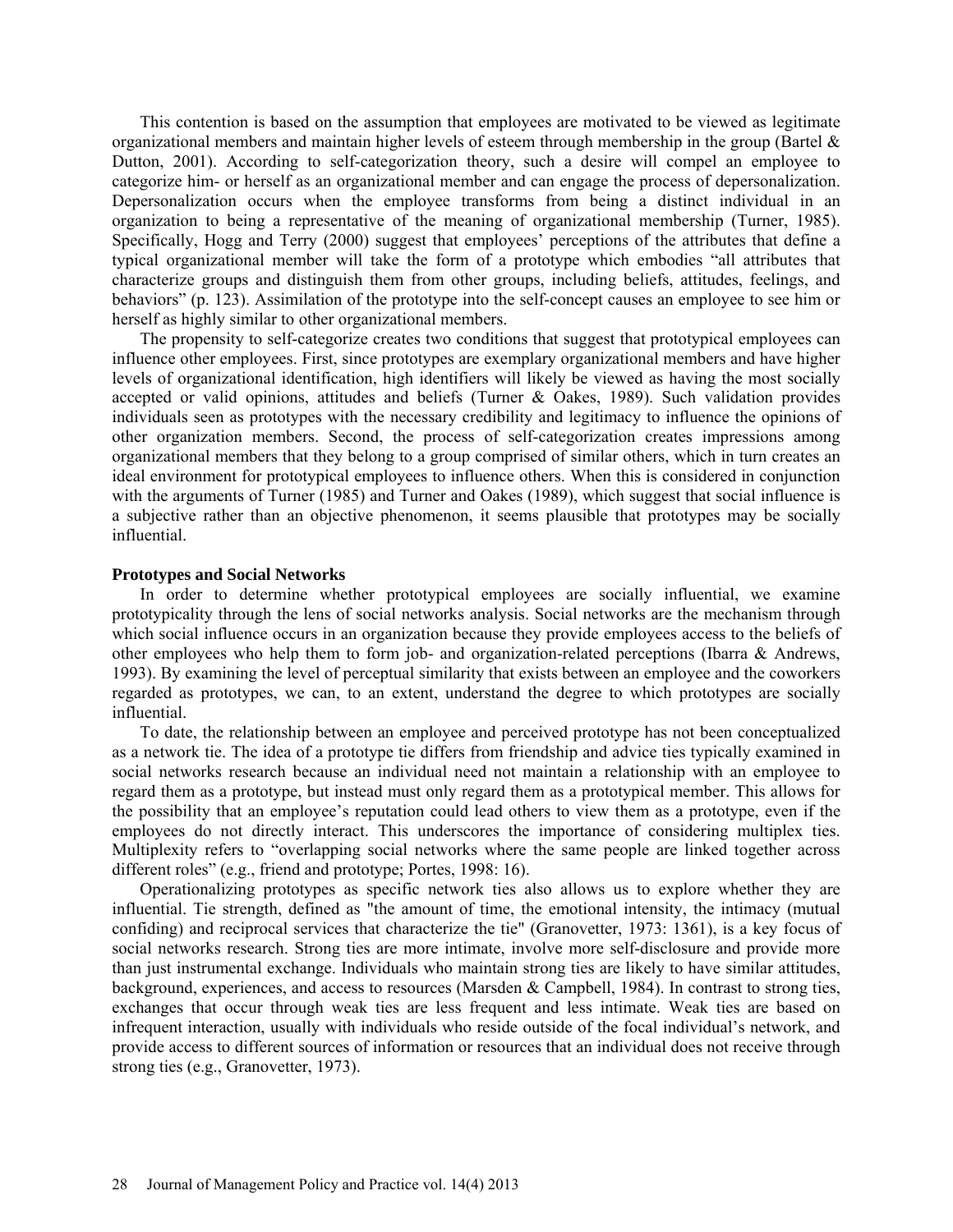This contention is based on the assumption that employees are motivated to be viewed as legitimate organizational members and maintain higher levels of esteem through membership in the group (Bartel & Dutton, 2001). According to self-categorization theory, such a desire will compel an employee to categorize him- or herself as an organizational member and can engage the process of depersonalization. Depersonalization occurs when the employee transforms from being a distinct individual in an organization to being a representative of the meaning of organizational membership (Turner, 1985). Specifically, Hogg and Terry (2000) suggest that employees' perceptions of the attributes that define a typical organizational member will take the form of a prototype which embodies "all attributes that characterize groups and distinguish them from other groups, including beliefs, attitudes, feelings, and behaviors" (p. 123). Assimilation of the prototype into the self-concept causes an employee to see him or herself as highly similar to other organizational members.

The propensity to self-categorize creates two conditions that suggest that prototypical employees can influence other employees. First, since prototypes are exemplary organizational members and have higher levels of organizational identification, high identifiers will likely be viewed as having the most socially accepted or valid opinions, attitudes and beliefs (Turner & Oakes, 1989). Such validation provides individuals seen as prototypes with the necessary credibility and legitimacy to influence the opinions of other organization members. Second, the process of self-categorization creates impressions among organizational members that they belong to a group comprised of similar others, which in turn creates an ideal environment for prototypical employees to influence others. When this is considered in conjunction with the arguments of Turner (1985) and Turner and Oakes (1989), which suggest that social influence is a subjective rather than an objective phenomenon, it seems plausible that prototypes may be socially influential.

### Prototypes and Social Networks

In order to determine whether prototypical employees are socially influential, we examine prototypicality through the lens of social networks analysis. Social networks are the mechanism through which social influence occurs in an organization because they provide employees access to the beliefs of other employees who help them to form job- and organization-related perceptions (Ibarra & Andrews, 1993). By examining the level of perceptual similarity that exists between an employee and the coworkers regarded as prototypes, we can, to an extent, understand the degree to which prototypes are socially influential.

To date, the relationship between an employee and perceived prototype has not been conceptualized as a network tie. The idea of a prototype tie differs from friendship and advice ties typically examined in social networks research because an individual need not maintain a relationship with an employee to regard them as a prototype, but instead must only regard them as a prototypical member. This allows for the possibility that an employee's reputation could lead others to view them as a prototype, even if the employees do not directly interact. This underscores the importance of considering multiplex ties. Multiplexity refers to "overlapping social networks where the same people are linked together across different roles" (e.g., friend and prototype; Portes, 1998: 16).

Operationalizing prototypes as specific network ties also allows us to explore whether they are influential. Tie strength, defined as "the amount of time, the emotional intensity, the intimacy (mutual confiding) and reciprocal services that characterize the tie" (Granovetter, 1973: 1361), is a key focus of social networks research. Strong ties are more intimate, involve more self-disclosure and provide more than just instrumental exchange. Individuals who maintain strong ties are likely to have similar attitudes, background, experiences, and access to resources (Marsden & Campbell, 1984). In contrast to strong ties, exchanges that occur through weak ties are less frequent and less intimate. Weak ties are based on infrequent interaction, usually with individuals who reside outside of the focal individual's network, and provide access to different sources of information or resources that an individual does not receive through strong ties (e.g., Granovetter, 1973).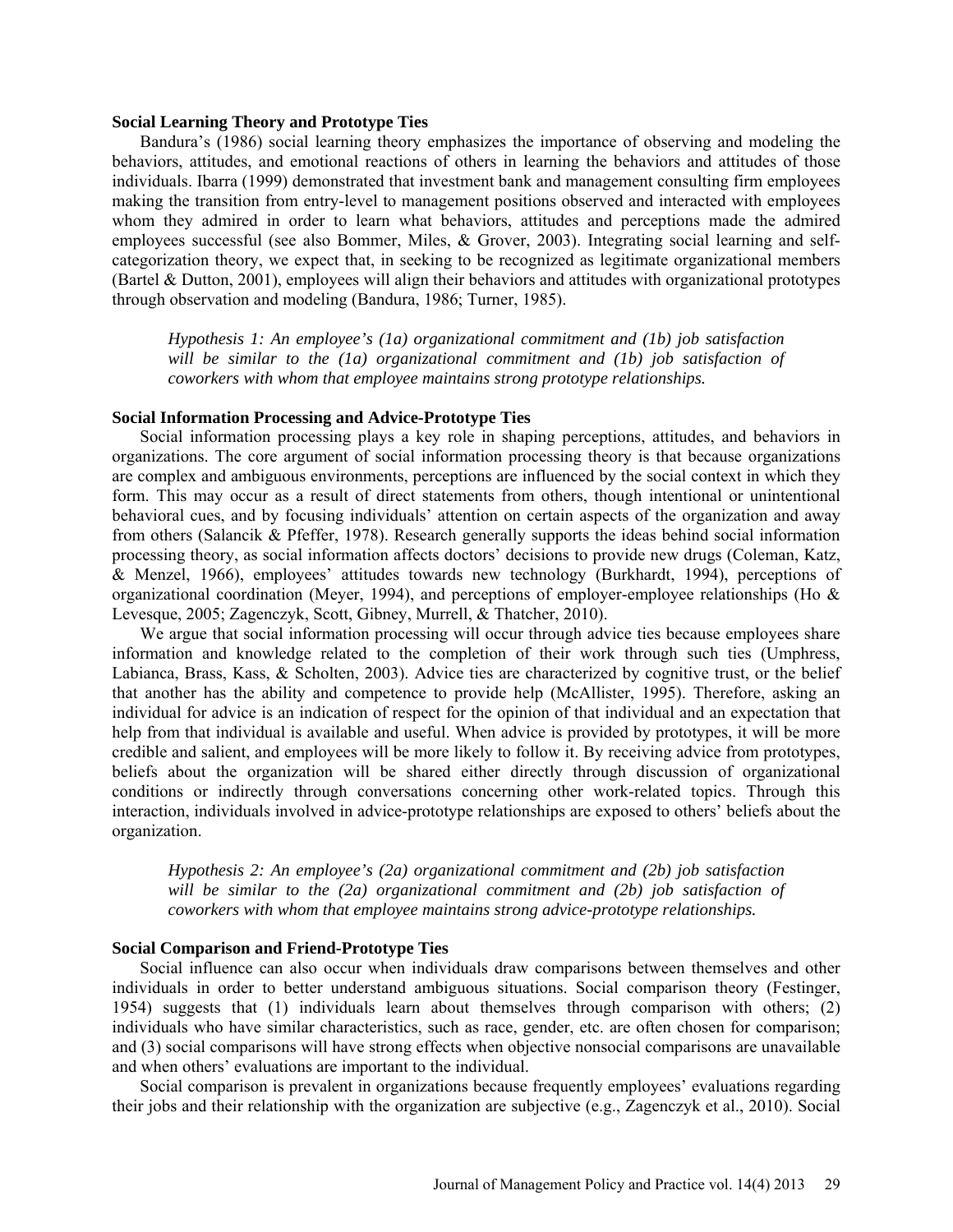**Social Learning Theory and Prototype Ties**

Bandura's (1986) social learning theory emphasizes the importance of observing and modeling the behaviors, attitudes, and emotional reactions of others in learning the behaviors and attitudes of those individuals. Ibarra (1999) demonstrated that investment bank and management consulting firm employees making the transition from entry-level to management positions observed and interacted with employees whom they admired in order to learn what behaviors, attitudes and perceptions made the admired employees successful (see also Bommer, Miles, & Grover, 2003). Integrating social learning and self-categorization theory, we expect that, in seeking to be recognized as legitimate organizational members (Bartel & Dutton, 2001), employees will align their behaviors and attitudes with organizational prototypes through observation and modeling (Bandura, 1986; Turner, 1985).

> *Hypothesis 1: An employee's (1a) organizational commitment and (1b) job satisfaction will be similar to the (1a) organizational commitment and (1b) job satisfaction of coworkers with whom that employee maintains strong prototype relationships.*

**Social Information Processing and Advice-Prototype Ties**

Social information processing plays a key role in shaping perceptions, attitudes, and behaviors in organizations. The core argument of social information processing theory is that because organizations are complex and ambiguous environments, perceptions are influenced by the social context in which they form. This may occur as a result of direct statements from others, though intentional or unintentional behavioral cues, and by focusing individuals' attention on certain aspects of the organization and away from others (Salancik & Pfeffer, 1978). Research generally supports the ideas behind social information processing theory, as social information affects doctors' decisions to provide new drugs (Coleman, Katz, & Menzel, 1966), employees' attitudes towards new technology (Burkhardt, 1994), perceptions of organizational coordination (Meyer, 1994), and perceptions of employer-employee relationships (Ho & Levesque, 2005; Zagenczyk, Scott, Gibney, Murrell, & Thatcher, 2010).

We argue that social information processing will occur through advice ties because employees share information and knowledge related to the completion of their work through such ties (Umphress, Labianca, Brass, Kass, & Scholten, 2003). Advice ties are characterized by cognitive trust, or the belief that another has the ability and competence to provide help (McAllister, 1995). Therefore, asking an individual for advice is an indication of respect for the opinion of that individual and an expectation that help from that individual is available and useful. When advice is provided by prototypes, it will be more credible and salient, and employees will be more likely to follow it. By receiving advice from prototypes, beliefs about the organization will be shared either directly through discussion of organizational conditions or indirectly through conversations concerning other work-related topics. Through this interaction, individuals involved in advice-prototype relationships are exposed to others' beliefs about the organization.

> *Hypothesis 2: An employee's (2a) organizational commitment and (2b) job satisfaction will be similar to the (2a) organizational commitment and (2b) job satisfaction of coworkers with whom that employee maintains strong advice-prototype relationships.*

**Social Comparison and Friend-Prototype Ties**

Social influence can also occur when individuals draw comparisons between themselves and other individuals in order to better understand ambiguous situations. Social comparison theory (Festinger, 1954) suggests that (1) individuals learn about themselves through comparison with others; (2) individuals who have similar characteristics, such as race, gender, etc. are often chosen for comparison; and (3) social comparisons will have strong effects when objective nonsocial comparisons are unavailable and when others' evaluations are important to the individual.

Social comparison is prevalent in organizations because frequently employees' evaluations regarding their jobs and their relationship with the organization are subjective (e.g., Zagenczyk et al., 2010). Social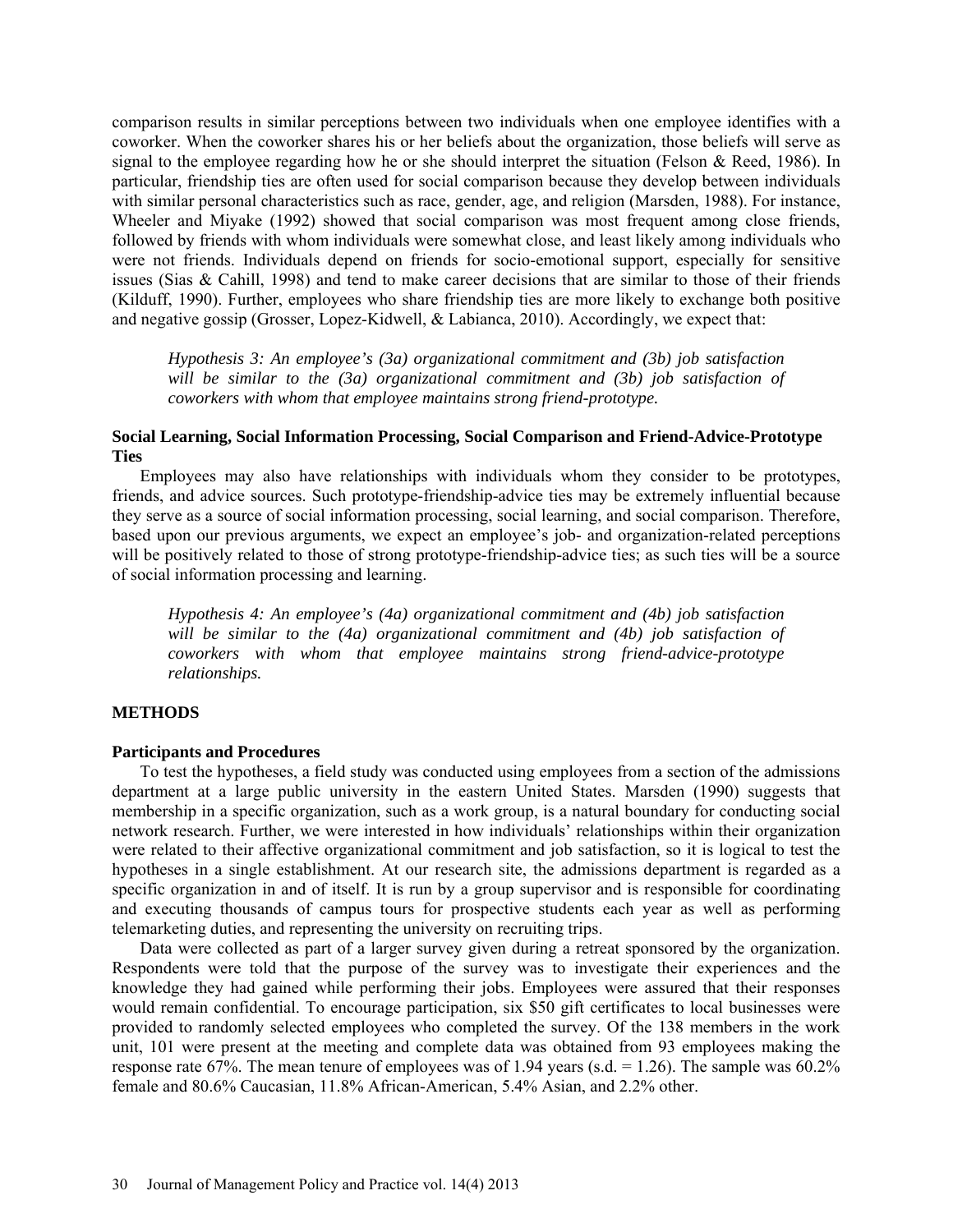comparison results in similar perceptions between two individuals when one employee identifies with a coworker. When the coworker shares his or her beliefs about the organization, those beliefs will serve as signal to the employee regarding how he or she should interpret the situation (Felson & Reed, 1986). In particular, friendship ties are often used for social comparison because they develop between individuals with similar personal characteristics such as race, gender, age, and religion (Marsden, 1988). For instance, Wheeler and Miyake (1992) showed that social comparison was most frequent among close friends, followed by friends with whom individuals were somewhat close, and least likely among individuals who were not friends. Individuals depend on friends for socio-emotional support, especially for sensitive issues (Sias & Cahill, 1998) and tend to make career decisions that are similar to those of their friends (Kilduff, 1990). Further, employees who share friendship ties are more likely to exchange both positive and negative gossip (Grosser, Lopez-Kidwell, & Labianca, 2010). Accordingly, we expect that:

> *Hypothesis 3: An employee's (3a) organizational commitment and (3b) job satisfaction will be similar to the (3a) organizational commitment and (3b) job satisfaction of coworkers with whom that employee maintains strong friend-prototype.*

### Social Learning, Social Information Processing, Social Comparison and Friend-Advice-Prototype Ties

Employees may also have relationships with individuals whom they consider to be prototypes, friends, and advice sources. Such prototype-friendship-advice ties may be extremely influential because they serve as a source of social information processing, social learning, and social comparison. Therefore, based upon our previous arguments, we expect an employee's job- and organization-related perceptions will be positively related to those of strong prototype-friendship-advice ties; as such ties will be a source of social information processing and learning.

> *Hypothesis 4: An employee's (4a) organizational commitment and (4b) job satisfaction will be similar to the (4a) organizational commitment and (4b) job satisfaction of coworkers with whom that employee maintains strong friend-advice-prototype relationships.*

## METHODS

### Participants and Procedures

To test the hypotheses, a field study was conducted using employees from a section of the admissions department at a large public university in the eastern United States. Marsden (1990) suggests that membership in a specific organization, such as a work group, is a natural boundary for conducting social network research. Further, we were interested in how individuals' relationships within their organization were related to their affective organizational commitment and job satisfaction, so it is logical to test the hypotheses in a single establishment. At our research site, the admissions department is regarded as a specific organization in and of itself. It is run by a group supervisor and is responsible for coordinating and executing thousands of campus tours for prospective students each year as well as performing telemarketing duties, and representing the university on recruiting trips.

Data were collected as part of a larger survey given during a retreat sponsored by the organization. Respondents were told that the purpose of the survey was to investigate their experiences and the knowledge they had gained while performing their jobs. Employees were assured that their responses would remain confidential. To encourage participation, six $50 gift certificates to local businesses were provided to randomly selected employees who completed the survey. Of the 138 members in the work unit, 101 were present at the meeting and complete data was obtained from 93 employees making the response rate 67%. The mean tenure of employees was of 1.94 years (s.d. = 1.26). The sample was 60.2% female and 80.6% Caucasian, 11.8% African-American, 5.4% Asian, and 2.2% other.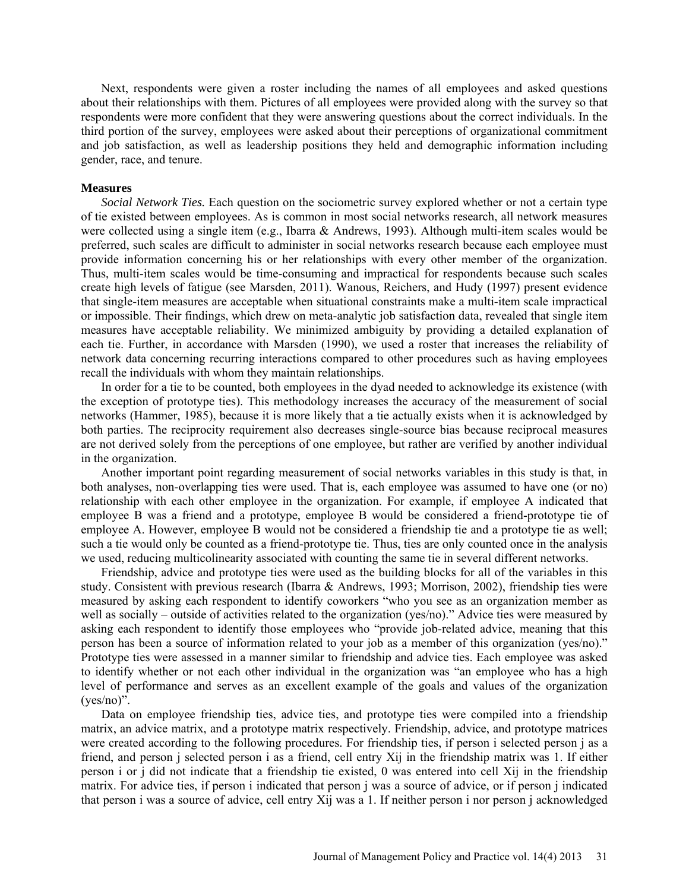Next, respondents were given a roster including the names of all employees and asked questions about their relationships with them. Pictures of all employees were provided along with the survey so that respondents were more confident that they were answering questions about the correct individuals. In the third portion of the survey, employees were asked about their perceptions of organizational commitment and job satisfaction, as well as leadership positions they held and demographic information including gender, race, and tenure.

## Measures

*Social Network Ties.* Each question on the sociometric survey explored whether or not a certain type of tie existed between employees. As is common in most social networks research, all network measures were collected using a single item (e.g., Ibarra & Andrews, 1993). Although multi-item scales would be preferred, such scales are difficult to administer in social networks research because each employee must provide information concerning his or her relationships with every other member of the organization. Thus, multi-item scales would be time-consuming and impractical for respondents because such scales create high levels of fatigue (see Marsden, 2011). Wanous, Reichers, and Hudy (1997) present evidence that single-item measures are acceptable when situational constraints make a multi-item scale impractical or impossible. Their findings, which drew on meta-analytic job satisfaction data, revealed that single item measures have acceptable reliability. We minimized ambiguity by providing a detailed explanation of each tie. Further, in accordance with Marsden (1990), we used a roster that increases the reliability of network data concerning recurring interactions compared to other procedures such as having employees recall the individuals with whom they maintain relationships.

In order for a tie to be counted, both employees in the dyad needed to acknowledge its existence (with the exception of prototype ties). This methodology increases the accuracy of the measurement of social networks (Hammer, 1985), because it is more likely that a tie actually exists when it is acknowledged by both parties. The reciprocity requirement also decreases single-source bias because reciprocal measures are not derived solely from the perceptions of one employee, but rather are verified by another individual in the organization.

Another important point regarding measurement of social networks variables in this study is that, in both analyses, non-overlapping ties were used. That is, each employee was assumed to have one (or no) relationship with each other employee in the organization. For example, if employee A indicated that employee B was a friend and a prototype, employee B would be considered a friend-prototype tie of employee A. However, employee B would not be considered a friendship tie and a prototype tie as well; such a tie would only be counted as a friend-prototype tie. Thus, ties are only counted once in the analysis we used, reducing multicolinearity associated with counting the same tie in several different networks.

Friendship, advice and prototype ties were used as the building blocks for all of the variables in this study. Consistent with previous research (Ibarra & Andrews, 1993; Morrison, 2002), friendship ties were measured by asking each respondent to identify coworkers "who you see as an organization member as well as socially – outside of activities related to the organization (yes/no)." Advice ties were measured by asking each respondent to identify those employees who "provide job-related advice, meaning that this person has been a source of information related to your job as a member of this organization (yes/no)." Prototype ties were assessed in a manner similar to friendship and advice ties. Each employee was asked to identify whether or not each other individual in the organization was "an employee who has a high level of performance and serves as an excellent example of the goals and values of the organization (yes/no)".

Data on employee friendship ties, advice ties, and prototype ties were compiled into a friendship matrix, an advice matrix, and a prototype matrix respectively. Friendship, advice, and prototype matrices were created according to the following procedures. For friendship ties, if person i selected person j as a friend, and person j selected person i as a friend, cell entry $X_{ij}$ in the friendship matrix was 1. If either person i or j did not indicate that a friendship tie existed, 0 was entered into cell $X_{ij}$ in the friendship matrix. For advice ties, if person i indicated that person j was a source of advice, or if person j indicated that person i was a source of advice, cell entry $X_{ij}$ was a 1. If neither person i nor person j acknowledged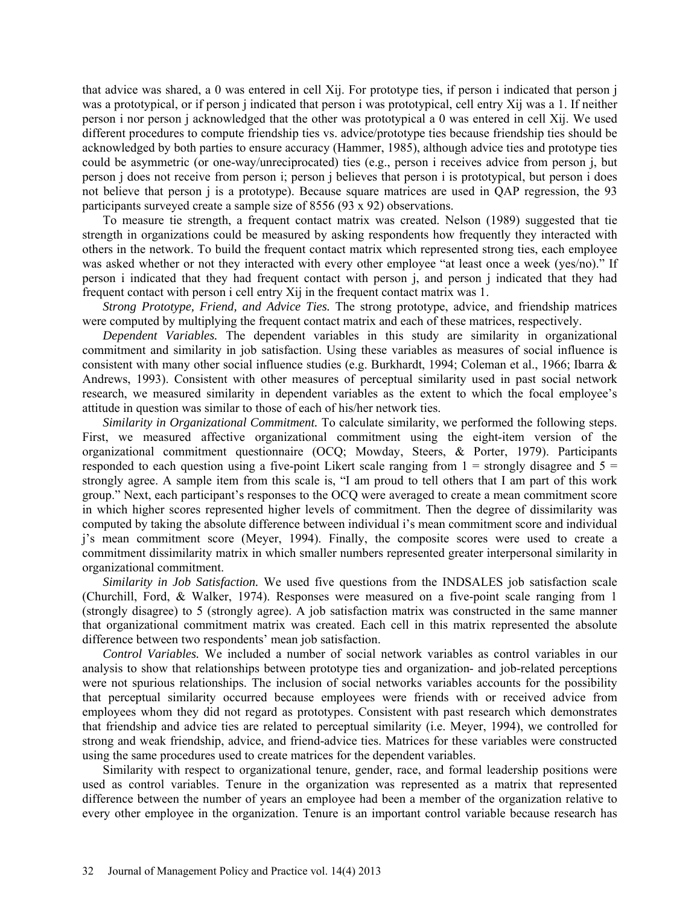that advice was shared, a 0 was entered in cell Xij. For prototype ties, if person i indicated that person j was a prototypical, or if person j indicated that person i was prototypical, cell entry Xij was a 1. If neither person i nor person j acknowledged that the other was prototypical a 0 was entered in cell Xij. We used different procedures to compute friendship ties vs. advice/prototype ties because friendship ties should be acknowledged by both parties to ensure accuracy (Hammer, 1985), although advice ties and prototype ties could be asymmetric (or one-way/unreciprocated) ties (e.g., person i receives advice from person j, but person j does not receive from person i; person j believes that person i is prototypical, but person i does not believe that person j is a prototype). Because square matrices are used in QAP regression, the 93 participants surveyed create a sample size of 8556 (93 x 92) observations.

To measure tie strength, a frequent contact matrix was created. Nelson (1989) suggested that tie strength in organizations could be measured by asking respondents how frequently they interacted with others in the network. To build the frequent contact matrix which represented strong ties, each employee was asked whether or not they interacted with every other employee "at least once a week (yes/no)." If person i indicated that they had frequent contact with person j, and person j indicated that they had frequent contact with person i cell entry Xij in the frequent contact matrix was 1.

*Strong Prototype, Friend, and Advice Ties.* The strong prototype, advice, and friendship matrices were computed by multiplying the frequent contact matrix and each of these matrices, respectively.

*Dependent Variables.* The dependent variables in this study are similarity in organizational commitment and similarity in job satisfaction. Using these variables as measures of social influence is consistent with many other social influence studies (e.g. Burkhardt, 1994; Coleman et al., 1966; Ibarra & Andrews, 1993). Consistent with other measures of perceptual similarity used in past social network research, we measured similarity in dependent variables as the extent to which the focal employee's attitude in question was similar to those of each of his/her network ties.

*Similarity in Organizational Commitment.* To calculate similarity, we performed the following steps. First, we measured affective organizational commitment using the eight-item version of the organizational commitment questionnaire (OCQ; Mowday, Steers, & Porter, 1979). Participants responded to each question using a five-point Likert scale ranging from 1 = strongly disagree and 5 = strongly agree. A sample item from this scale is, "I am proud to tell others that I am part of this work group." Next, each participant's responses to the OCQ were averaged to create a mean commitment score in which higher scores represented higher levels of commitment. Then the degree of dissimilarity was computed by taking the absolute difference between individual i's mean commitment score and individual j's mean commitment score (Meyer, 1994). Finally, the composite scores were used to create a commitment dissimilarity matrix in which smaller numbers represented greater interpersonal similarity in organizational commitment.

*Similarity in Job Satisfaction.* We used five questions from the INDSALES job satisfaction scale (Churchill, Ford, & Walker, 1974). Responses were measured on a five-point scale ranging from 1 (strongly disagree) to 5 (strongly agree). A job satisfaction matrix was constructed in the same manner that organizational commitment matrix was created. Each cell in this matrix represented the absolute difference between two respondents' mean job satisfaction.

*Control Variables.* We included a number of social network variables as control variables in our analysis to show that relationships between prototype ties and organization- and job-related perceptions were not spurious relationships. The inclusion of social networks variables accounts for the possibility that perceptual similarity occurred because employees were friends with or received advice from employees whom they did not regard as prototypes. Consistent with past research which demonstrates that friendship and advice ties are related to perceptual similarity (i.e. Meyer, 1994), we controlled for strong and weak friendship, advice, and friend-advice ties. Matrices for these variables were constructed using the same procedures used to create matrices for the dependent variables.

Similarity with respect to organizational tenure, gender, race, and formal leadership positions were used as control variables. Tenure in the organization was represented as a matrix that represented difference between the number of years an employee had been a member of the organization relative to every other employee in the organization. Tenure is an important control variable because research has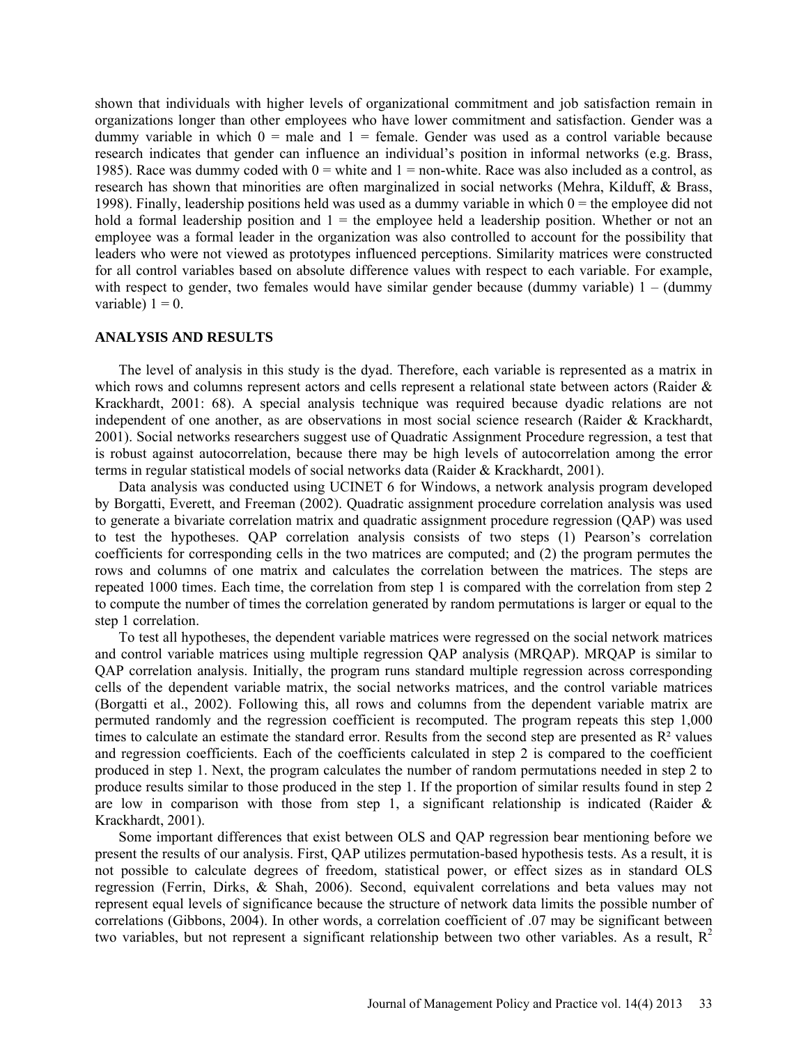shown that individuals with higher levels of organizational commitment and job satisfaction remain in organizations longer than other employees who have lower commitment and satisfaction. Gender was a dummy variable in which 0 = male and 1 = female. Gender was used as a control variable because research indicates that gender can influence an individual's position in informal networks (e.g. Brass, 1985). Race was dummy coded with 0 = white and 1 = non-white. Race was also included as a control, as research has shown that minorities are often marginalized in social networks (Mehra, Kilduff, & Brass, 1998). Finally, leadership positions held was used as a dummy variable in which 0 = the employee did not hold a formal leadership position and 1 = the employee held a leadership position. Whether or not an employee was a formal leader in the organization was also controlled to account for the possibility that leaders who were not viewed as prototypes influenced perceptions. Similarity matrices were constructed for all control variables based on absolute difference values with respect to each variable. For example, with respect to gender, two females would have similar gender because (dummy variable) 1 – (dummy variable) 1 = 0.

## ANALYSIS AND RESULTS

The level of analysis in this study is the dyad. Therefore, each variable is represented as a matrix in which rows and columns represent actors and cells represent a relational state between actors (Raider & Krackhardt, 2001: 68). A special analysis technique was required because dyadic relations are not independent of one another, as are observations in most social science research (Raider & Krackhardt, 2001). Social networks researchers suggest use of Quadratic Assignment Procedure regression, a test that is robust against autocorrelation, because there may be high levels of autocorrelation among the error terms in regular statistical models of social networks data (Raider & Krackhardt, 2001).

Data analysis was conducted using UCINET 6 for Windows, a network analysis program developed by Borgatti, Everett, and Freeman (2002). Quadratic assignment procedure correlation analysis was used to generate a bivariate correlation matrix and quadratic assignment procedure regression (QAP) was used to test the hypotheses. QAP correlation analysis consists of two steps (1) Pearson's correlation coefficients for corresponding cells in the two matrices are computed; and (2) the program permutes the rows and columns of one matrix and calculates the correlation between the matrices. The steps are repeated 1000 times. Each time, the correlation from step 1 is compared with the correlation from step 2 to compute the number of times the correlation generated by random permutations is larger or equal to the step 1 correlation.

To test all hypotheses, the dependent variable matrices were regressed on the social network matrices and control variable matrices using multiple regression QAP analysis (MRQAP). MRQAP is similar to QAP correlation analysis. Initially, the program runs standard multiple regression across corresponding cells of the dependent variable matrix, the social networks matrices, and the control variable matrices (Borgatti et al., 2002). Following this, all rows and columns from the dependent variable matrix are permuted randomly and the regression coefficient is recomputed. The program repeats this step 1,000 times to calculate an estimate the standard error. Results from the second step are presented as $R^2$ values and regression coefficients. Each of the coefficients calculated in step 2 is compared to the coefficient produced in step 1. Next, the program calculates the number of random permutations needed in step 2 to produce results similar to those produced in the step 1. If the proportion of similar results found in step 2 are low in comparison with those from step 1, a significant relationship is indicated (Raider & Krackhardt, 2001).

Some important differences that exist between OLS and QAP regression bear mentioning before we present the results of our analysis. First, QAP utilizes permutation-based hypothesis tests. As a result, it is not possible to calculate degrees of freedom, statistical power, or effect sizes as in standard OLS regression (Ferrin, Dirks, & Shah, 2006). Second, equivalent correlations and beta values may not represent equal levels of significance because the structure of network data limits the possible number of correlations (Gibbons, 2004). In other words, a correlation coefficient of .07 may be significant between two variables, but not represent a significant relationship between two other variables. As a result, $R^2$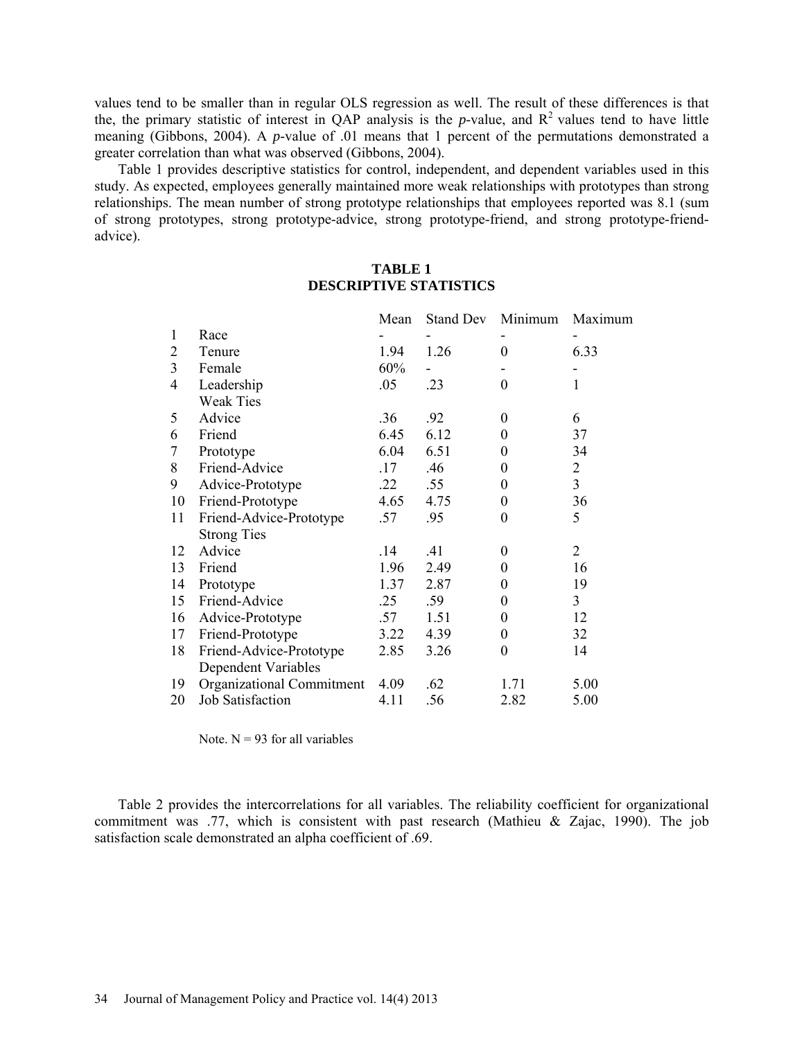values tend to be smaller than in regular OLS regression as well. The result of these differences is that the, the primary statistic of interest in QAP analysis is the *p*-value, and $R^2$ values tend to have little meaning (Gibbons, 2004). A *p*-value of .01 means that 1 percent of the permutations demonstrated a greater correlation than what was observed (Gibbons, 2004).

Table 1 provides descriptive statistics for control, independent, and dependent variables used in this study. As expected, employees generally maintained more weak relationships with prototypes than strong relationships. The mean number of strong prototype relationships that employees reported was 8.1 (sum of strong prototypes, strong prototype-advice, strong prototype-friend, and strong prototype-friend-advice).

**TABLE 1**
**DESCRIPTIVE STATISTICS**

| | | Mean | Stand Dev | Minimum | Maximum |
|---|---|---|---|---|---|
| 1 | Race | - | - | - | - |
| 2 | Tenure | 1.94 | 1.26 | 0 | 6.33 |
| 3 | Female | 60% | - | - | - |
| 4 | Leadership | .05 | .23 | 0 | 1 |
| | Weak Ties | | | | |
| 5 | Advice | .36 | .92 | 0 | 6 |
| 6 | Friend | 6.45 | 6.12 | 0 | 37 |
| 7 | Prototype | 6.04 | 6.51 | 0 | 34 |
| 8 | Friend-Advice | .17 | .46 | 0 | 2 |
| 9 | Advice-Prototype | .22 | .55 | 0 | 3 |
| 10 | Friend-Prototype | 4.65 | 4.75 | 0 | 36 |
| 11 | Friend-Advice-Prototype | .57 | .95 | 0 | 5 |
| | Strong Ties | | | | |
| 12 | Advice | .14 | .41 | 0 | 2 |
| 13 | Friend | 1.96 | 2.49 | 0 | 16 |
| 14 | Prototype | 1.37 | 2.87 | 0 | 19 |
| 15 | Friend-Advice | .25 | .59 | 0 | 3 |
| 16 | Advice-Prototype | .57 | 1.51 | 0 | 12 |
| 17 | Friend-Prototype | 3.22 | 4.39 | 0 | 32 |
| 18 | Friend-Advice-Prototype | 2.85 | 3.26 | 0 | 14 |
| | Dependent Variables | | | | |
| 19 | Organizational Commitment | 4.09 | .62 | 1.71 | 5.00 |
| 20 | Job Satisfaction | 4.11 | .56 | 2.82 | 5.00 |

Note. N = 93 for all variables

Table 2 provides the intercorrelations for all variables. The reliability coefficient for organizational commitment was .77, which is consistent with past research (Mathieu & Zajac, 1990). The job satisfaction scale demonstrated an alpha coefficient of .69.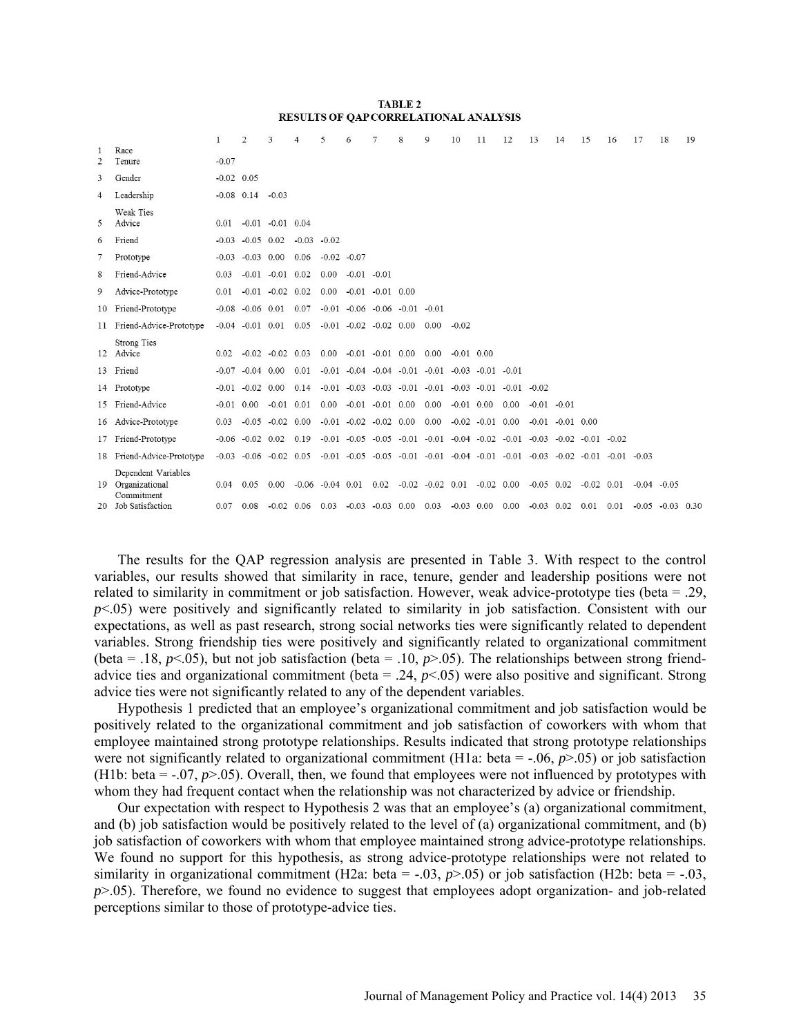**TABLE 2**
**RESULTS OF QAP CORRELATIONAL ANALYSIS**

| | | 1 | 2 | 3 | 4 | 5 | 6 | 7 | 8 | 9 | 10 | 11 | 12 | 13 | 14 | 15 | 16 | 17 | 18 | 19 |
|---|---|---|---|---|---|---|---|---|---|---|---|---|---|---|---|---|---|---|---|---|
| 1 | Race | | | | | | | | | | | | | | | | | | | |
| 2 | Tenure | -0.07 | | | | | | | | | | | | | | | | | | |
| 3 | Gender | -0.02 | 0.05 | | | | | | | | | | | | | | | | | |
| 4 | Leadership | -0.08 | 0.14 | -0.03 | | | | | | | | | | | | | | | | |
| | Weak Ties | | | | | | | | | | | | | | | | | | | |
| 5 | Advice | 0.01 | -0.01 | -0.01 | 0.04 | | | | | | | | | | | | | | | |
| 6 | Friend | -0.03 | -0.05 | 0.02 | -0.03 | -0.02 | | | | | | | | | | | | | | |
| 7 | Prototype | -0.03 | -0.03 | 0.00 | 0.06 | -0.02 | -0.07 | | | | | | | | | | | | | |
| 8 | Friend-Advice | 0.03 | -0.01 | -0.01 | 0.02 | 0.00 | -0.01 | -0.01 | | | | | | | | | | | | |
| 9 | Advice-Prototype | 0.01 | -0.01 | -0.02 | 0.02 | 0.00 | -0.01 | -0.01 | 0.00 | | | | | | | | | | | |
| 10 | Friend-Prototype | -0.08 | -0.06 | 0.01 | 0.07 | -0.01 | -0.06 | -0.06 | -0.01 | -0.01 | | | | | | | | | | |
| 11 | Friend-Advice-Prototype | -0.04 | -0.01 | 0.01 | 0.05 | -0.01 | -0.02 | -0.02 | 0.00 | 0.00 | -0.02 | | | | | | | | | |
| | Strong Ties | | | | | | | | | | | | | | | | | | | |
| 12 | Advice | 0.02 | -0.02 | -0.02 | 0.03 | 0.00 | -0.01 | -0.01 | 0.00 | 0.00 | -0.01 | 0.00 | | | | | | | | |
| 13 | Friend | -0.07 | -0.04 | 0.00 | 0.01 | -0.01 | -0.04 | -0.04 | -0.01 | -0.01 | -0.03 | -0.01 | -0.01 | | | | | | | |
| 14 | Prototype | -0.01 | -0.02 | 0.00 | 0.14 | -0.01 | -0.03 | -0.03 | -0.01 | -0.01 | -0.03 | -0.01 | -0.01 | -0.02 | | | | | | |
| 15 | Friend-Advice | -0.01 | 0.00 | -0.01 | 0.01 | 0.00 | -0.01 | -0.01 | 0.00 | 0.00 | -0.01 | 0.00 | 0.00 | -0.01 | -0.01 | | | | | |
| 16 | Advice-Prototype | 0.03 | -0.05 | -0.02 | 0.00 | -0.01 | -0.02 | -0.02 | 0.00 | 0.00 | -0.02 | -0.01 | 0.00 | -0.01 | -0.01 | 0.00 | | | | |
| 17 | Friend-Prototype | -0.06 | -0.02 | 0.02 | 0.19 | -0.01 | -0.05 | -0.05 | -0.01 | -0.01 | -0.04 | -0.02 | -0.01 | -0.03 | -0.02 | -0.01 | -0.02 | | | |
| 18 | Friend-Advice-Prototype | -0.03 | -0.06 | -0.02 | 0.05 | -0.01 | -0.05 | -0.05 | -0.01 | -0.01 | -0.04 | -0.01 | -0.01 | -0.03 | -0.02 | -0.01 | -0.01 | -0.03 | | |
| | Dependent Variables | | | | | | | | | | | | | | | | | | | |
| 19 | Organizational Commitment | 0.04 | 0.05 | 0.00 | -0.06 | -0.04 | 0.01 | 0.02 | -0.02 | -0.02 | 0.01 | -0.02 | 0.00 | -0.05 | 0.02 | -0.02 | 0.01 | -0.04 | -0.05 | |
| 20 | Job Satisfaction | 0.07 | 0.08 | -0.02 | 0.06 | 0.03 | -0.03 | -0.03 | 0.00 | 0.03 | -0.03 | 0.00 | 0.00 | -0.03 | 0.02 | 0.01 | 0.01 | -0.05 | -0.03 | 0.30 |

The results for the QAP regression analysis are presented in Table 3. With respect to the control variables, our results showed that similarity in race, tenure, gender and leadership positions were not related to similarity in commitment or job satisfaction. However, weak advice-prototype ties (beta = .29, $p<.05$) were positively and significantly related to similarity in job satisfaction. Consistent with our expectations, as well as past research, strong social networks ties were significantly related to dependent variables. Strong friendship ties were positively and significantly related to organizational commitment (beta = .18, $p<.05$), but not job satisfaction (beta = .10, $p>.05$). The relationships between strong friend-advice ties and organizational commitment (beta = .24, $p<.05$) were also positive and significant. Strong advice ties were not significantly related to any of the dependent variables.

Hypothesis 1 predicted that an employee's organizational commitment and job satisfaction would be positively related to the organizational commitment and job satisfaction of coworkers with whom that employee maintained strong prototype relationships. Results indicated that strong prototype relationships were not significantly related to organizational commitment (H1a: beta = -.06, $p>.05$) or job satisfaction (H1b: beta = -.07, $p>.05$). Overall, then, we found that employees were not influenced by prototypes with whom they had frequent contact when the relationship was not characterized by advice or friendship.

Our expectation with respect to Hypothesis 2 was that an employee's (a) organizational commitment, and (b) job satisfaction would be positively related to the level of (a) organizational commitment, and (b) job satisfaction of coworkers with whom that employee maintained strong advice-prototype relationships. We found no support for this hypothesis, as strong advice-prototype relationships were not related to similarity in organizational commitment (H2a: beta = -.03, $p>.05$) or job satisfaction (H2b: beta = -.03, $p>.05$). Therefore, we found no evidence to suggest that employees adopt organization- and job-related perceptions similar to those of prototype-advice ties.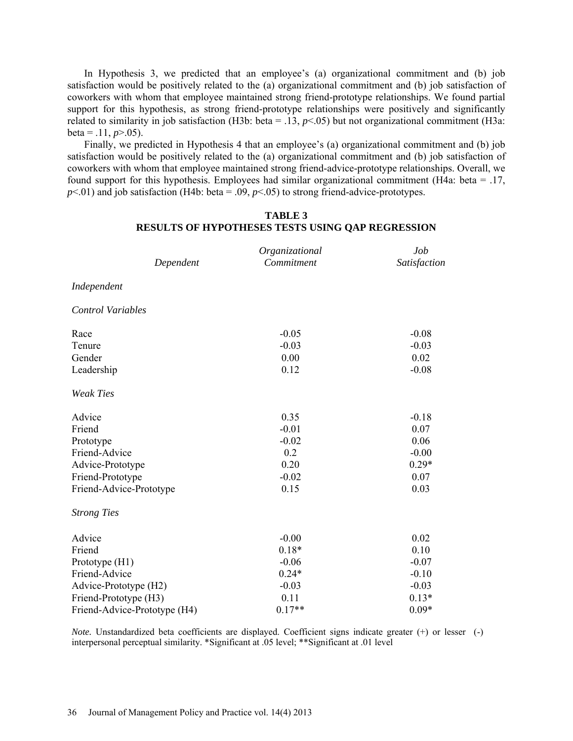In Hypothesis 3, we predicted that an employee's (a) organizational commitment and (b) job satisfaction would be positively related to the (a) organizational commitment and (b) job satisfaction of coworkers with whom that employee maintained strong friend-prototype relationships. We found partial support for this hypothesis, as strong friend-prototype relationships were positively and significantly related to similarity in job satisfaction (H3b: beta = .13, $p<.05$) but not organizational commitment (H3a: beta = .11, $p>.05$).

Finally, we predicted in Hypothesis 4 that an employee's (a) organizational commitment and (b) job satisfaction would be positively related to the (a) organizational commitment and (b) job satisfaction of coworkers with whom that employee maintained strong friend-advice-prototype relationships. Overall, we found support for this hypothesis. Employees had similar organizational commitment (H4a: beta = .17, $p<.01$) and job satisfaction (H4b: beta = .09, $p<.05$) to strong friend-advice-prototypes.

**TABLE 3**
**RESULTS OF HYPOTHESES TESTS USING QAP REGRESSION**

| *Dependent* | *Organizational Commitment* | *Job Satisfaction* |
|---|---|---|
| *Independent* | | |
| *Control Variables* | | |
| Race | -0.05 | -0.08 |
| Tenure | -0.03 | -0.03 |
| Gender | 0.00 | 0.02 |
| Leadership | 0.12 | -0.08 |
| *Weak Ties* | | |
| Advice | 0.35 | -0.18 |
| Friend | -0.01 | 0.07 |
| Prototype | -0.02 | 0.06 |
| Friend-Advice | 0.2 | -0.00 |
| Advice-Prototype | 0.20 | 0.29* |
| Friend-Prototype | -0.02 | 0.07 |
| Friend-Advice-Prototype | 0.15 | 0.03 |
| *Strong Ties* | | |
| Advice | -0.00 | 0.02 |
| Friend | 0.18* | 0.10 |
| Prototype (H1) | -0.06 | -0.07 |
| Friend-Advice | 0.24* | -0.10 |
| Advice-Prototype (H2) | -0.03 | -0.03 |
| Friend-Prototype (H3) | 0.11 | 0.13* |
| Friend-Advice-Prototype (H4) | 0.17** | 0.09* |

*Note.* Unstandardized beta coefficients are displayed. Coefficient signs indicate greater (+) or lesser (-) interpersonal perceptual similarity. *Significant at .05 level; **Significant at .01 level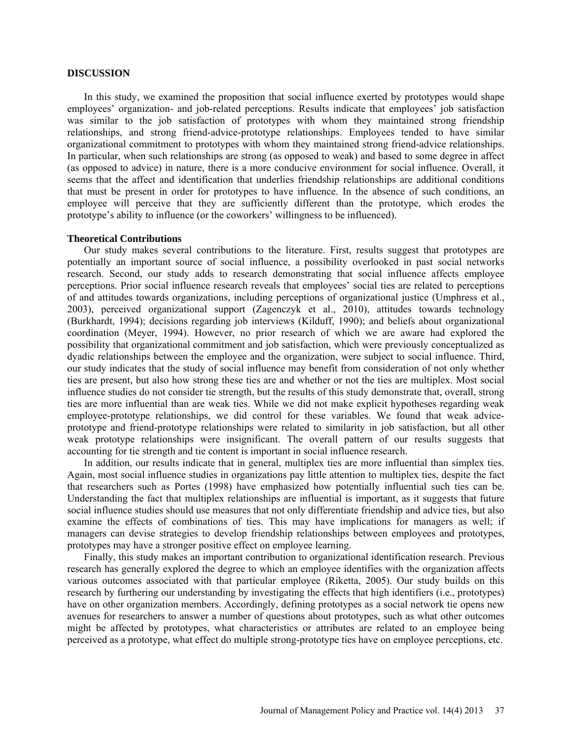## DISCUSSION

In this study, we examined the proposition that social influence exerted by prototypes would shape employees' organization- and job-related perceptions. Results indicate that employees' job satisfaction was similar to the job satisfaction of prototypes with whom they maintained strong friendship relationships, and strong friend-advice-prototype relationships. Employees tended to have similar organizational commitment to prototypes with whom they maintained strong friend-advice relationships. In particular, when such relationships are strong (as opposed to weak) and based to some degree in affect (as opposed to advice) in nature, there is a more conducive environment for social influence. Overall, it seems that the affect and identification that underlies friendship relationships are additional conditions that must be present in order for prototypes to have influence. In the absence of such conditions, an employee will perceive that they are sufficiently different than the prototype, which erodes the prototype's ability to influence (or the coworkers' willingness to be influenced).

### Theoretical Contributions

Our study makes several contributions to the literature. First, results suggest that prototypes are potentially an important source of social influence, a possibility overlooked in past social networks research. Second, our study adds to research demonstrating that social influence affects employee perceptions. Prior social influence research reveals that employees' social ties are related to perceptions of and attitudes towards organizations, including perceptions of organizational justice (Umphress et al., 2003), perceived organizational support (Zagenczyk et al., 2010), attitudes towards technology (Burkhardt, 1994); decisions regarding job interviews (Kilduff, 1990); and beliefs about organizational coordination (Meyer, 1994). However, no prior research of which we are aware had explored the possibility that organizational commitment and job satisfaction, which were previously conceptualized as dyadic relationships between the employee and the organization, were subject to social influence. Third, our study indicates that the study of social influence may benefit from consideration of not only whether ties are present, but also how strong these ties are and whether or not the ties are multiplex. Most social influence studies do not consider tie strength, but the results of this study demonstrate that, overall, strong ties are more influential than are weak ties. While we did not make explicit hypotheses regarding weak employee-prototype relationships, we did control for these variables. We found that weak advice-prototype and friend-prototype relationships were related to similarity in job satisfaction, but all other weak prototype relationships were insignificant. The overall pattern of our results suggests that accounting for tie strength and tie content is important in social influence research.

In addition, our results indicate that in general, multiplex ties are more influential than simplex ties. Again, most social influence studies in organizations pay little attention to multiplex ties, despite the fact that researchers such as Portes (1998) have emphasized how potentially influential such ties can be. Understanding the fact that multiplex relationships are influential is important, as it suggests that future social influence studies should use measures that not only differentiate friendship and advice ties, but also examine the effects of combinations of ties. This may have implications for managers as well; if managers can devise strategies to develop friendship relationships between employees and prototypes, prototypes may have a stronger positive effect on employee learning.

Finally, this study makes an important contribution to organizational identification research. Previous research has generally explored the degree to which an employee identifies with the organization affects various outcomes associated with that particular employee (Riketta, 2005). Our study builds on this research by furthering our understanding by investigating the effects that high identifiers (i.e., prototypes) have on other organization members. Accordingly, defining prototypes as a social network tie opens new avenues for researchers to answer a number of questions about prototypes, such as what other outcomes might be affected by prototypes, what characteristics or attributes are related to an employee being perceived as a prototype, what effect do multiple strong-prototype ties have on employee perceptions, etc.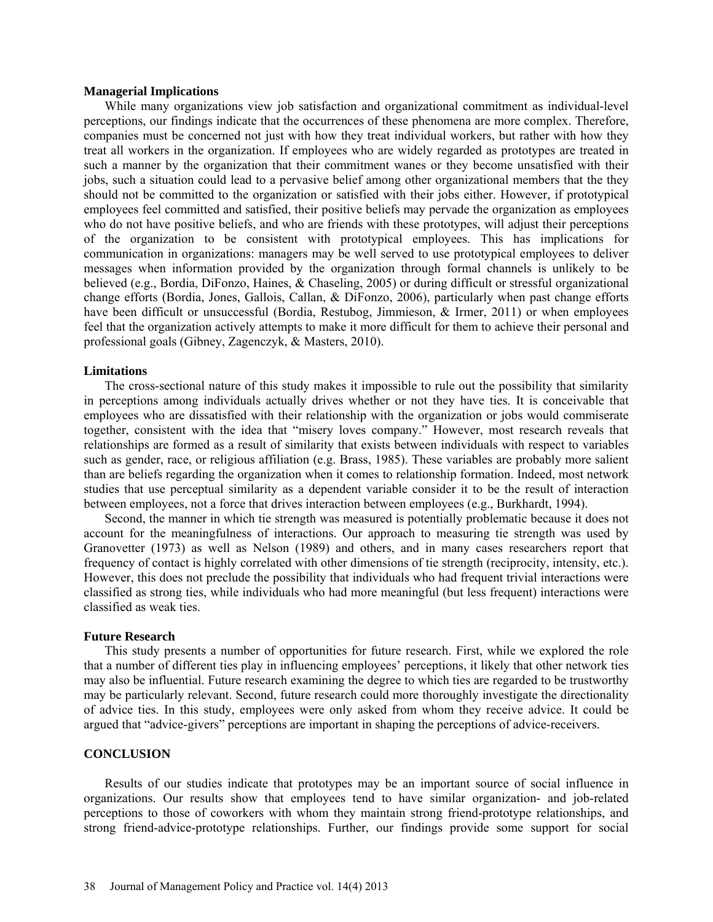**Managerial Implications**

While many organizations view job satisfaction and organizational commitment as individual-level perceptions, our findings indicate that the occurrences of these phenomena are more complex. Therefore, companies must be concerned not just with how they treat individual workers, but rather with how they treat all workers in the organization. If employees who are widely regarded as prototypes are treated in such a manner by the organization that their commitment wanes or they become unsatisfied with their jobs, such a situation could lead to a pervasive belief among other organizational members that the they should not be committed to the organization or satisfied with their jobs either. However, if prototypical employees feel committed and satisfied, their positive beliefs may pervade the organization as employees who do not have positive beliefs, and who are friends with these prototypes, will adjust their perceptions of the organization to be consistent with prototypical employees. This has implications for communication in organizations: managers may be well served to use prototypical employees to deliver messages when information provided by the organization through formal channels is unlikely to be believed (e.g., Bordia, DiFonzo, Haines, & Chaseling, 2005) or during difficult or stressful organizational change efforts (Bordia, Jones, Gallois, Callan, & DiFonzo, 2006), particularly when past change efforts have been difficult or unsuccessful (Bordia, Restubog, Jimmieson, & Irmer, 2011) or when employees feel that the organization actively attempts to make it more difficult for them to achieve their personal and professional goals (Gibney, Zagenczyk, & Masters, 2010).

**Limitations**

The cross-sectional nature of this study makes it impossible to rule out the possibility that similarity in perceptions among individuals actually drives whether or not they have ties. It is conceivable that employees who are dissatisfied with their relationship with the organization or jobs would commiserate together, consistent with the idea that "misery loves company." However, most research reveals that relationships are formed as a result of similarity that exists between individuals with respect to variables such as gender, race, or religious affiliation (e.g. Brass, 1985). These variables are probably more salient than are beliefs regarding the organization when it comes to relationship formation. Indeed, most network studies that use perceptual similarity as a dependent variable consider it to be the result of interaction between employees, not a force that drives interaction between employees (e.g., Burkhardt, 1994).

Second, the manner in which tie strength was measured is potentially problematic because it does not account for the meaningfulness of interactions. Our approach to measuring tie strength was used by Granovetter (1973) as well as Nelson (1989) and others, and in many cases researchers report that frequency of contact is highly correlated with other dimensions of tie strength (reciprocity, intensity, etc.). However, this does not preclude the possibility that individuals who had frequent trivial interactions were classified as strong ties, while individuals who had more meaningful (but less frequent) interactions were classified as weak ties.

**Future Research**

This study presents a number of opportunities for future research. First, while we explored the role that a number of different ties play in influencing employees' perceptions, it likely that other network ties may also be influential. Future research examining the degree to which ties are regarded to be trustworthy may be particularly relevant. Second, future research could more thoroughly investigate the directionality of advice ties. In this study, employees were only asked from whom they receive advice. It could be argued that "advice-givers" perceptions are important in shaping the perceptions of advice-receivers.

## CONCLUSION

Results of our studies indicate that prototypes may be an important source of social influence in organizations. Our results show that employees tend to have similar organization- and job-related perceptions to those of coworkers with whom they maintain strong friend-prototype relationships, and strong friend-advice-prototype relationships. Further, our findings provide some support for social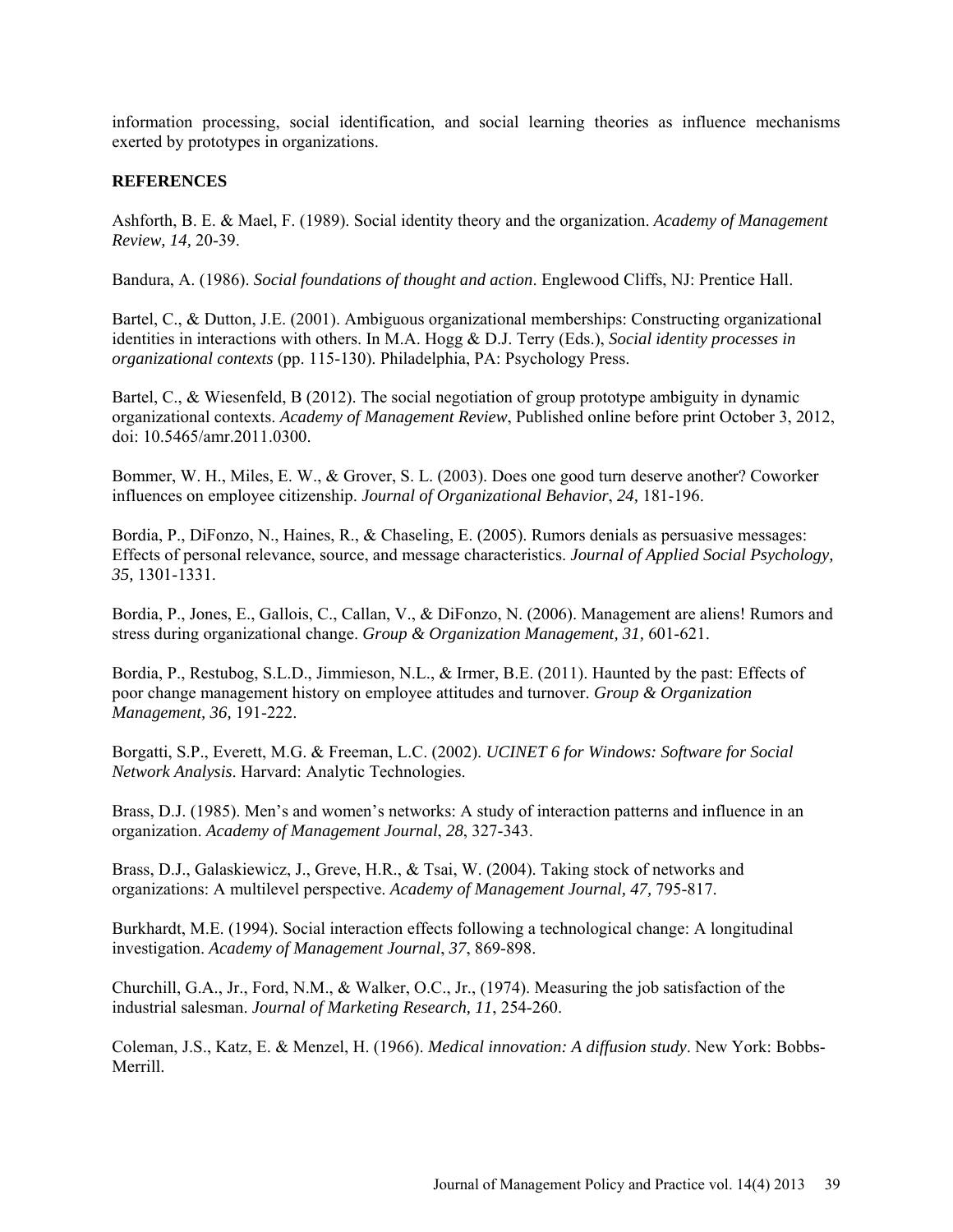information processing, social identification, and social learning theories as influence mechanisms exerted by prototypes in organizations.

## REFERENCES

Ashforth, B. E. & Mael, F. (1989). Social identity theory and the organization. *Academy of Management Review, 14,* 20-39.

Bandura, A. (1986). *Social foundations of thought and action*. Englewood Cliffs, NJ: Prentice Hall.

Bartel, C., & Dutton, J.E. (2001). Ambiguous organizational memberships: Constructing organizational identities in interactions with others. In M.A. Hogg & D.J. Terry (Eds.), *Social identity processes in organizational contexts* (pp. 115-130). Philadelphia, PA: Psychology Press.

Bartel, C., & Wiesenfeld, B (2012). The social negotiation of group prototype ambiguity in dynamic organizational contexts. *Academy of Management Review*, Published online before print October 3, 2012, doi: 10.5465/amr.2011.0300.

Bommer, W. H., Miles, E. W., & Grover, S. L. (2003). Does one good turn deserve another? Coworker influences on employee citizenship. *Journal of Organizational Behavior*, *24,* 181-196.

Bordia, P., DiFonzo, N., Haines, R., & Chaseling, E. (2005). Rumors denials as persuasive messages: Effects of personal relevance, source, and message characteristics. *Journal of Applied Social Psychology, 35,* 1301-1331.

Bordia, P., Jones, E., Gallois, C., Callan, V., & DiFonzo, N. (2006). Management are aliens! Rumors and stress during organizational change. *Group & Organization Management, 31,* 601-621.

Bordia, P., Restubog, S.L.D., Jimmieson, N.L., & Irmer, B.E. (2011). Haunted by the past: Effects of poor change management history on employee attitudes and turnover. *Group & Organization Management, 36,* 191-222.

Borgatti, S.P., Everett, M.G. & Freeman, L.C. (2002). *UCINET 6 for Windows: Software for Social Network Analysis*. Harvard: Analytic Technologies.

Brass, D.J. (1985). Men's and women's networks: A study of interaction patterns and influence in an organization. *Academy of Management Journal*, *28*, 327-343.

Brass, D.J., Galaskiewicz, J., Greve, H.R., & Tsai, W. (2004). Taking stock of networks and organizations: A multilevel perspective. *Academy of Management Journal, 47,* 795-817.

Burkhardt, M.E. (1994). Social interaction effects following a technological change: A longitudinal investigation. *Academy of Management Journal*, *37*, 869-898.

Churchill, G.A., Jr., Ford, N.M., & Walker, O.C., Jr., (1974). Measuring the job satisfaction of the industrial salesman. *Journal of Marketing Research, 11*, 254-260.

Coleman, J.S., Katz, E. & Menzel, H. (1966). *Medical innovation: A diffusion study*. New York: Bobbs-Merrill.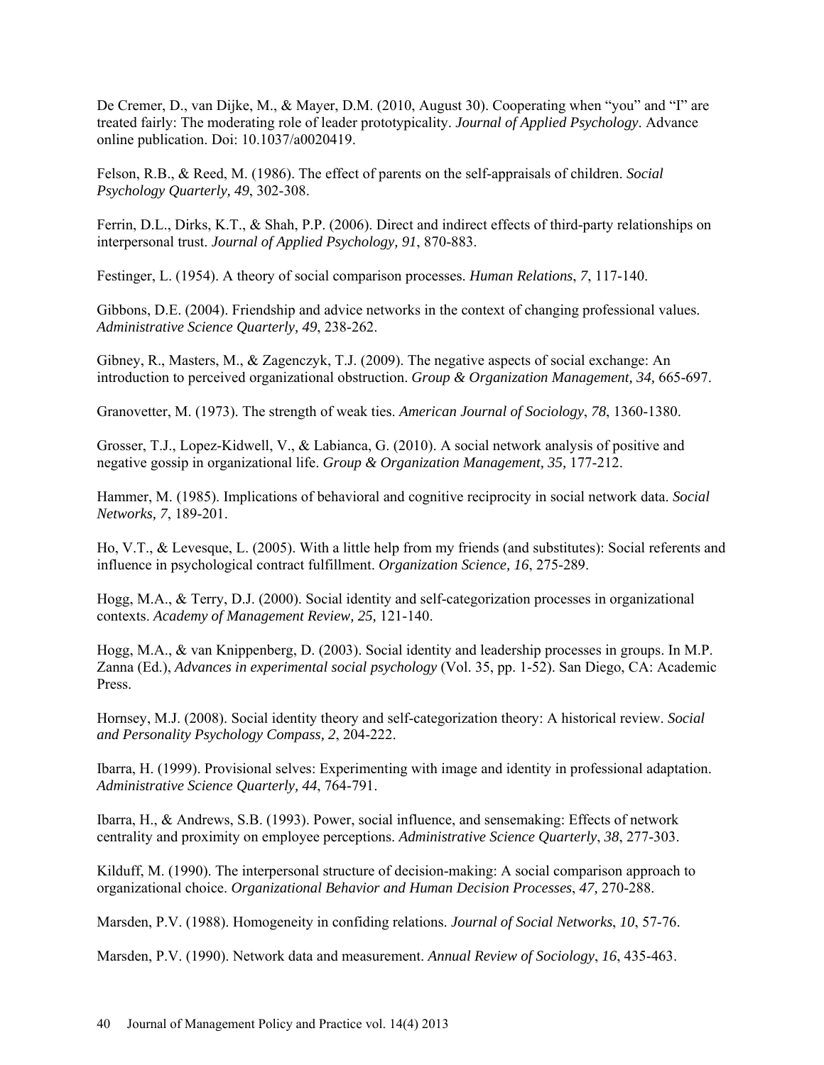De Cremer, D., van Dijke, M., & Mayer, D.M. (2010, August 30). Cooperating when "you" and "I" are treated fairly: The moderating role of leader prototypicality. *Journal of Applied Psychology*. Advance online publication. Doi: 10.1037/a0020419.

Felson, R.B., & Reed, M. (1986). The effect of parents on the self-appraisals of children. *Social Psychology Quarterly, 49*, 302-308.

Ferrin, D.L., Dirks, K.T., & Shah, P.P. (2006). Direct and indirect effects of third-party relationships on interpersonal trust. *Journal of Applied Psychology, 91*, 870-883.

Festinger, L. (1954). A theory of social comparison processes. *Human Relations*, *7*, 117-140.

Gibbons, D.E. (2004). Friendship and advice networks in the context of changing professional values. *Administrative Science Quarterly, 49*, 238-262.

Gibney, R., Masters, M., & Zagenczyk, T.J. (2009). The negative aspects of social exchange: An introduction to perceived organizational obstruction. *Group & Organization Management, 34,* 665-697.

Granovetter, M. (1973). The strength of weak ties. *American Journal of Sociology*, *78*, 1360-1380.

Grosser, T.J., Lopez-Kidwell, V., & Labianca, G. (2010). A social network analysis of positive and negative gossip in organizational life. *Group & Organization Management, 35,* 177-212.

Hammer, M. (1985). Implications of behavioral and cognitive reciprocity in social network data. *Social Networks, 7*, 189-201.

Ho, V.T., & Levesque, L. (2005). With a little help from my friends (and substitutes): Social referents and influence in psychological contract fulfillment. *Organization Science, 16*, 275-289.

Hogg, M.A., & Terry, D.J. (2000). Social identity and self-categorization processes in organizational contexts. *Academy of Management Review, 25,* 121-140.

Hogg, M.A., & van Knippenberg, D. (2003). Social identity and leadership processes in groups. In M.P. Zanna (Ed.), *Advances in experimental social psychology* (Vol. 35, pp. 1-52). San Diego, CA: Academic Press.

Hornsey, M.J. (2008). Social identity theory and self-categorization theory: A historical review. *Social and Personality Psychology Compass, 2*, 204-222.

Ibarra, H. (1999). Provisional selves: Experimenting with image and identity in professional adaptation. *Administrative Science Quarterly, 44*, 764-791.

Ibarra, H., & Andrews, S.B. (1993). Power, social influence, and sensemaking: Effects of network centrality and proximity on employee perceptions. *Administrative Science Quarterly*, *38*, 277-303.

Kilduff, M. (1990). The interpersonal structure of decision-making: A social comparison approach to organizational choice. *Organizational Behavior and Human Decision Processes*, *47,* 270-288.

Marsden, P.V. (1988). Homogeneity in confiding relations. *Journal of Social Networks*, *10*, 57-76.

Marsden, P.V. (1990). Network data and measurement. *Annual Review of Sociology*, *16*, 435-463.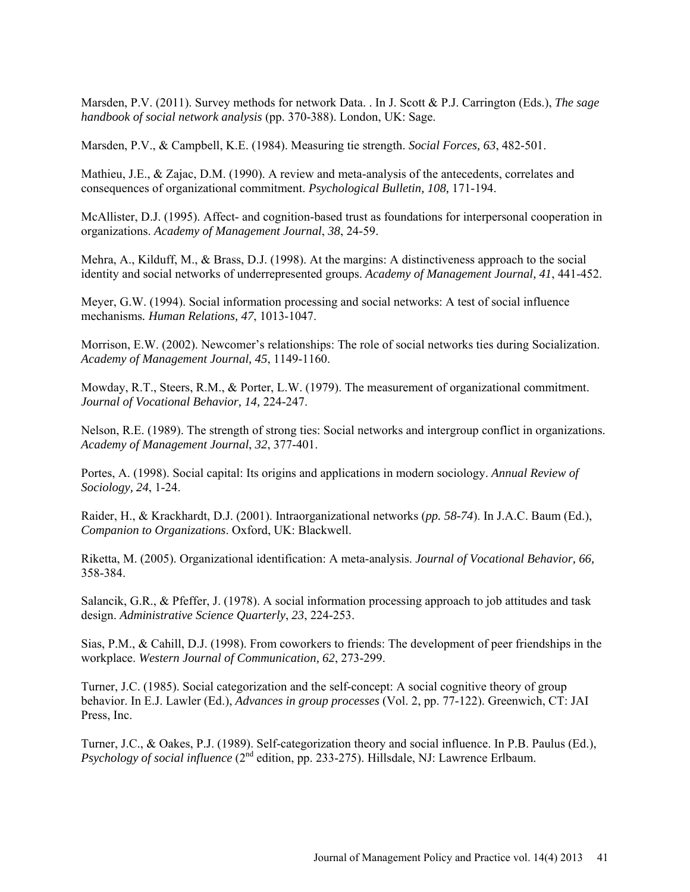Marsden, P.V. (2011). Survey methods for network Data. . In J. Scott & P.J. Carrington (Eds.), *The sage handbook of social network analysis* (pp. 370-388). London, UK: Sage.

Marsden, P.V., & Campbell, K.E. (1984). Measuring tie strength. *Social Forces, 63*, 482-501.

Mathieu, J.E., & Zajac, D.M. (1990). A review and meta-analysis of the antecedents, correlates and consequences of organizational commitment. *Psychological Bulletin, 108*, 171-194.

McAllister, D.J. (1995). Affect- and cognition-based trust as foundations for interpersonal cooperation in organizations. *Academy of Management Journal*, *38*, 24-59.

Mehra, A., Kilduff, M., & Brass, D.J. (1998). At the margins: A distinctiveness approach to the social identity and social networks of underrepresented groups. *Academy of Management Journal, 41*, 441-452.

Meyer, G.W. (1994). Social information processing and social networks: A test of social influence mechanisms*. Human Relations, 47*, 1013-1047.

Morrison, E.W. (2002). Newcomer's relationships: The role of social networks ties during Socialization. *Academy of Management Journal, 45*, 1149-1160.

Mowday, R.T., Steers, R.M., & Porter, L.W. (1979). The measurement of organizational commitment. *Journal of Vocational Behavior, 14,* 224-247.

Nelson, R.E. (1989). The strength of strong ties: Social networks and intergroup conflict in organizations. *Academy of Management Journal*, *32*, 377-401.

Portes, A. (1998). Social capital: Its origins and applications in modern sociology. *Annual Review of Sociology, 24*, 1-24.

Raider, H., & Krackhardt, D.J. (2001). Intraorganizational networks (*pp. 58-74*). In J.A.C. Baum (Ed.), *Companion to Organizations*. Oxford, UK: Blackwell.

Riketta, M. (2005). Organizational identification: A meta-analysis. *Journal of Vocational Behavior, 66,* 358-384.

Salancik, G.R., & Pfeffer, J. (1978). A social information processing approach to job attitudes and task design. *Administrative Science Quarterly*, *23*, 224-253.

Sias, P.M., & Cahill, D.J. (1998). From coworkers to friends: The development of peer friendships in the workplace. *Western Journal of Communication, 62*, 273-299.

Turner, J.C. (1985). Social categorization and the self-concept: A social cognitive theory of group behavior. In E.J. Lawler (Ed.), *Advances in group processes* (Vol. 2, pp. 77-122). Greenwich, CT: JAI Press, Inc.

Turner, J.C., & Oakes, P.J. (1989). Self-categorization theory and social influence. In P.B. Paulus (Ed.), *Psychology of social influence* (2nd edition, pp. 233-275). Hillsdale, NJ: Lawrence Erlbaum.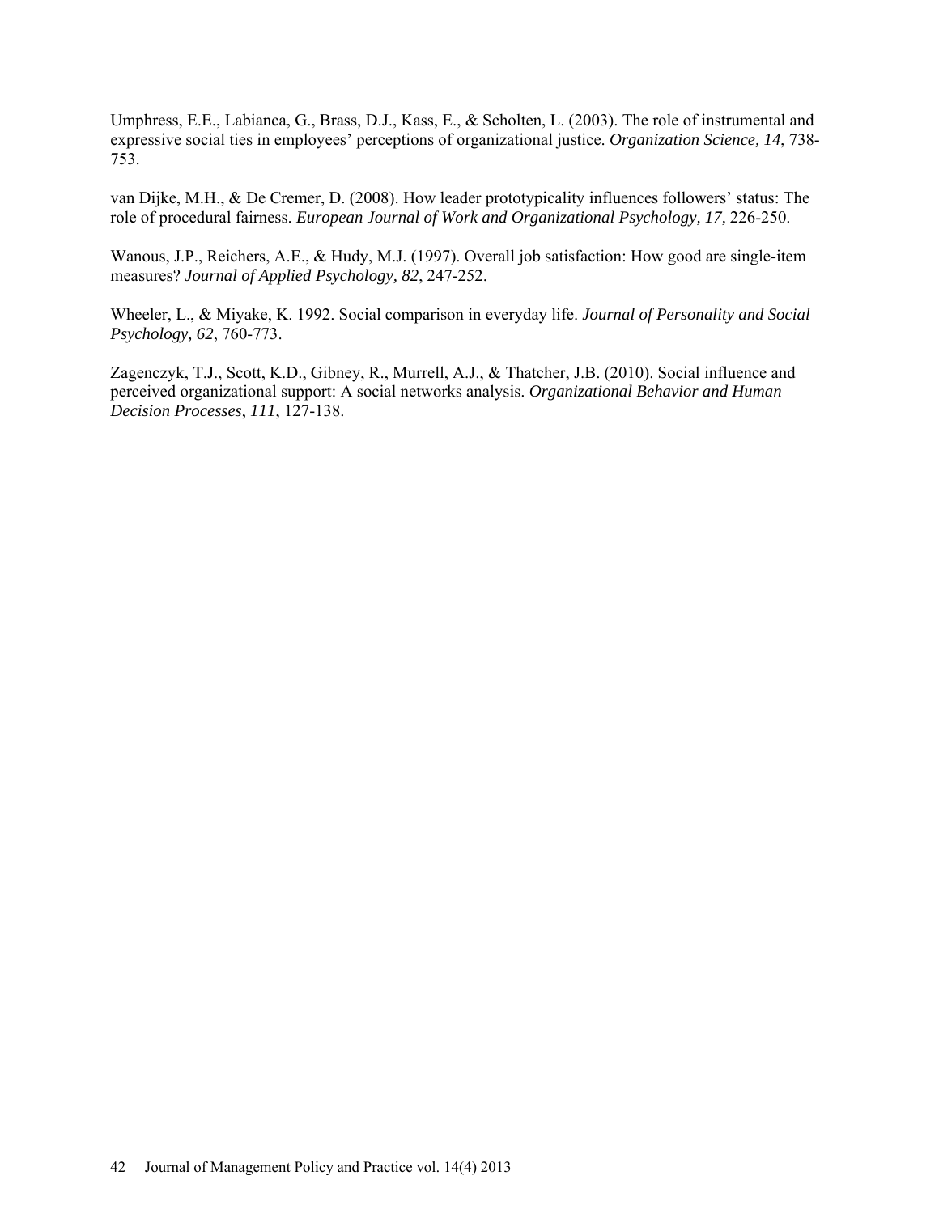Umphress, E.E., Labianca, G., Brass, D.J., Kass, E., & Scholten, L. (2003). The role of instrumental and expressive social ties in employees' perceptions of organizational justice. *Organization Science, 14*, 738-753.

van Dijke, M.H., & De Cremer, D. (2008). How leader prototypicality influences followers' status: The role of procedural fairness. *European Journal of Work and Organizational Psychology, 17,* 226-250.

Wanous, J.P., Reichers, A.E., & Hudy, M.J. (1997). Overall job satisfaction: How good are single-item measures? *Journal of Applied Psychology, 82*, 247-252.

Wheeler, L., & Miyake, K. 1992. Social comparison in everyday life. *Journal of Personality and Social Psychology, 62*, 760-773.

Zagenczyk, T.J., Scott, K.D., Gibney, R., Murrell, A.J., & Thatcher, J.B. (2010). Social influence and perceived organizational support: A social networks analysis. *Organizational Behavior and Human Decision Processes*, *111*, 127-138.